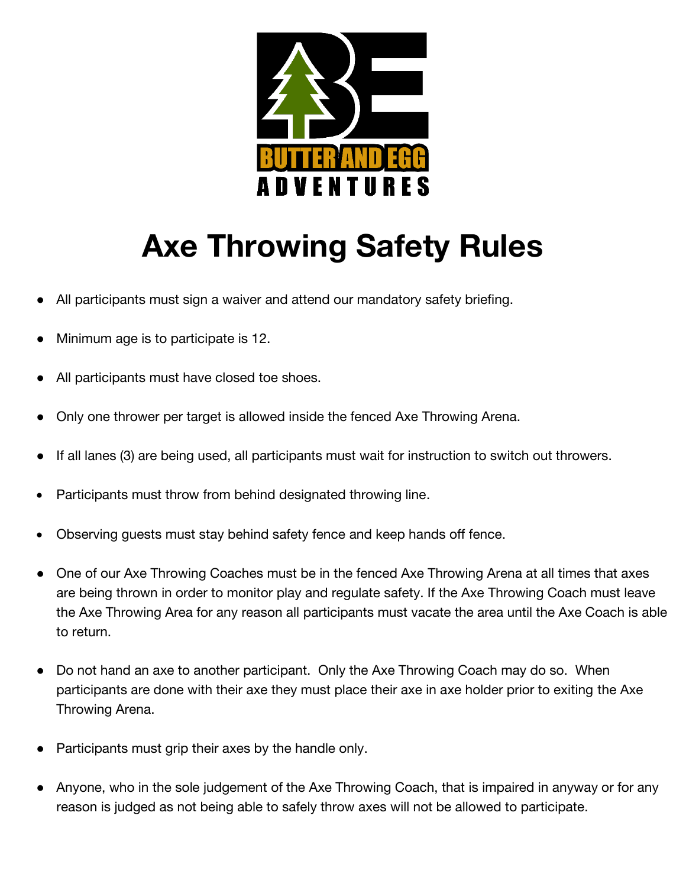BUTTER AND EGG ADVENTURES

# Axe Throwing Safety Rules

- All participants must sign a waiver and attend our mandatory safety briefing.
- Minimum age is to participate is 12.
- All participants must have closed toe shoes.
- Only one thrower per target is allowed inside the fenced Axe Throwing Arena.
- If all lanes (3) are being used, all participants must wait for instruction to switch out throwers.
- Participants must throw from behind designated throwing line.
- Observing guests must stay behind safety fence and keep hands off fence.
- One of our Axe Throwing Coaches must be in the fenced Axe Throwing Arena at all times that axes are being thrown in order to monitor play and regulate safety. If the Axe Throwing Coach must leave the Axe Throwing Area for any reason all participants must vacate the area until the Axe Coach is able to return.
- Do not hand an axe to another participant. Only the Axe Throwing Coach may do so. When participants are done with their axe they must place their axe in axe holder prior to exiting the Axe Throwing Arena.
- Participants must grip their axes by the handle only.
- Anyone, who in the sole judgement of the Axe Throwing Coach, that is impaired in anyway or for any reason is judged as not being able to safely throw axes will not be allowed to participate.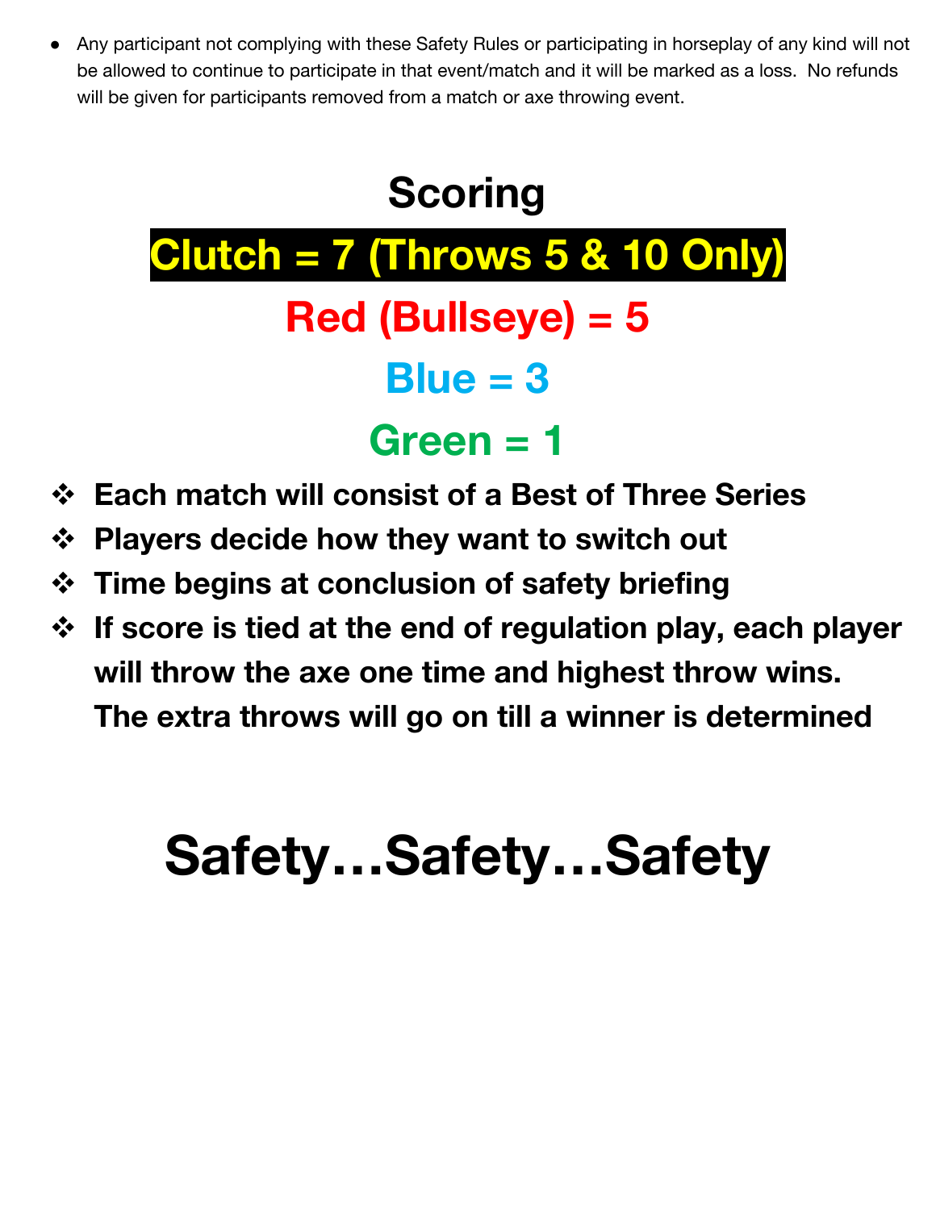- Any participant not complying with these Safety Rules or participating in horseplay of any kind will not be allowed to continue to participate in that event/match and it will be marked as a loss. No refunds will be given for participants removed from a match or axe throwing event.

# Scoring

## Clutch = 7 (Throws 5 & 10 Only)

## Red (Bullseye) = 5

## Blue = 3

## Green = 1

- **Each match will consist of a Best of Three Series**
- **Players decide how they want to switch out**
- **Time begins at conclusion of safety briefing**
- **If score is tied at the end of regulation play, each player will throw the axe one time and highest throw wins. The extra throws will go on till a winner is determined**

# Safety…Safety…Safety